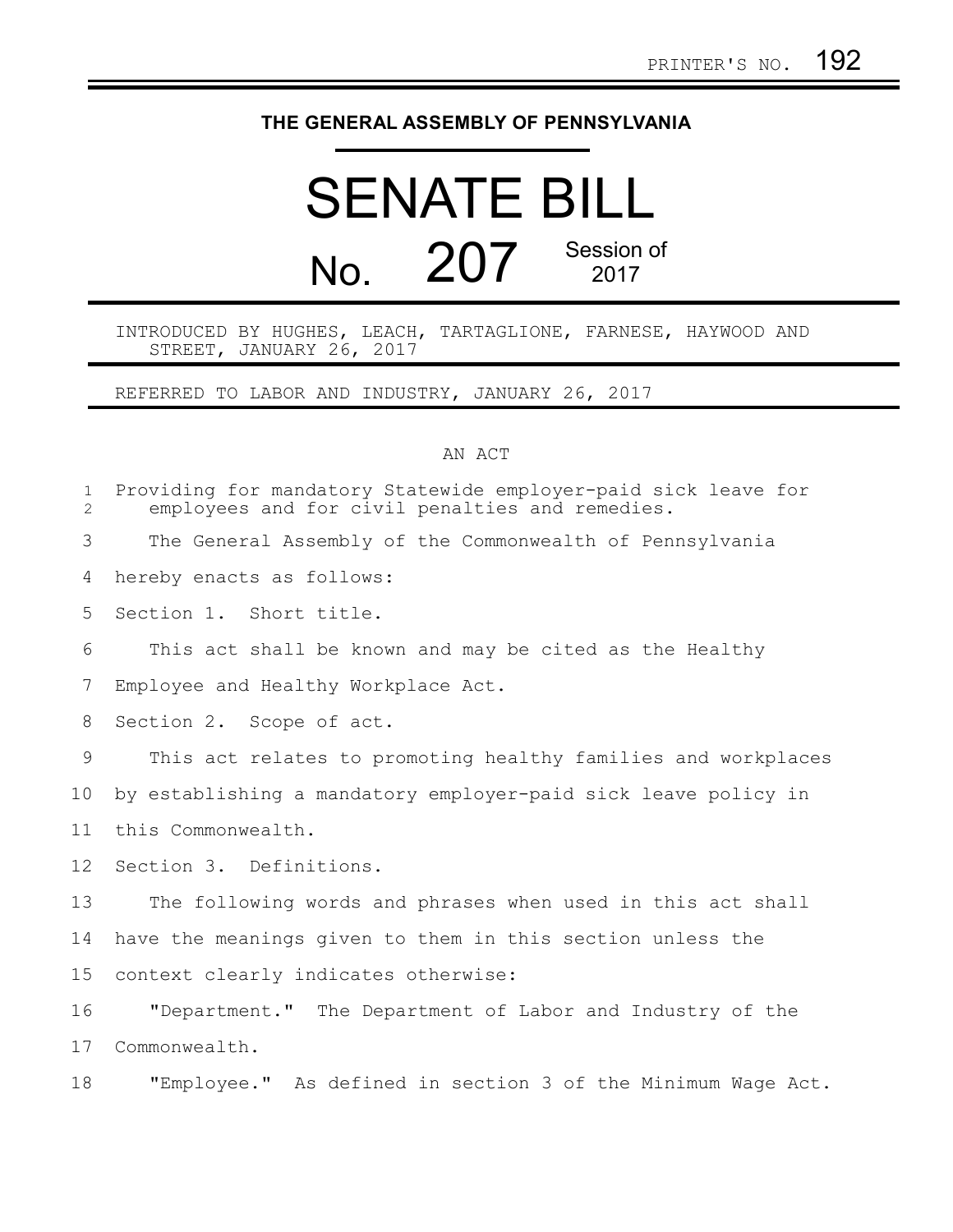PRINTER'S NO. 192

# THE GENERAL ASSEMBLY OF PENNSYLVANIA

# SENATE BILL

## No. 207 Session of 2017

INTRODUCED BY HUGHES, LEACH, TARTAGLIONE, FARNESE, HAYWOOD AND STREET, JANUARY 26, 2017

REFERRED TO LABOR AND INDUSTRY, JANUARY 26, 2017

AN ACT

Providing for mandatory Statewide employer-paid sick leave for employees and for civil penalties and remedies.

The General Assembly of the Commonwealth of Pennsylvania hereby enacts as follows:

Section 1. Short title.

This act shall be known and may be cited as the Healthy Employee and Healthy Workplace Act.

Section 2. Scope of act.

This act relates to promoting healthy families and workplaces by establishing a mandatory employer-paid sick leave policy in this Commonwealth.

Section 3. Definitions.

The following words and phrases when used in this act shall have the meanings given to them in this section unless the context clearly indicates otherwise:

"Department." The Department of Labor and Industry of the Commonwealth.

"Employee." As defined in section 3 of the Minimum Wage Act.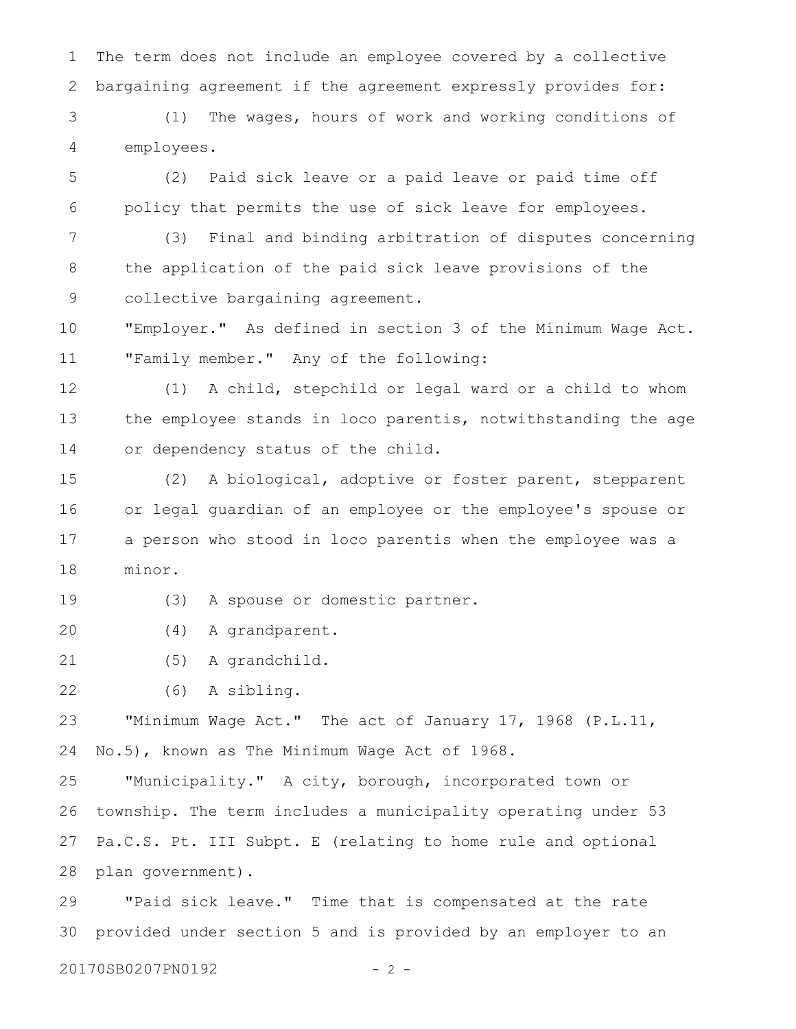The term does not include an employee covered by a collective bargaining agreement if the agreement expressly provides for:

(1) The wages, hours of work and working conditions of employees.

(2) Paid sick leave or a paid leave or paid time off policy that permits the use of sick leave for employees.

(3) Final and binding arbitration of disputes concerning the application of the paid sick leave provisions of the collective bargaining agreement.

"Employer." As defined in section 3 of the Minimum Wage Act.

"Family member." Any of the following:

(1) A child, stepchild or legal ward or a child to whom the employee stands in loco parentis, notwithstanding the age or dependency status of the child.

(2) A biological, adoptive or foster parent, stepparent or legal guardian of an employee or the employee's spouse or a person who stood in loco parentis when the employee was a minor.

(3) A spouse or domestic partner.

(4) A grandparent.

(5) A grandchild.

(6) A sibling.

"Minimum Wage Act." The act of January 17, 1968 (P.L.11, No.5), known as The Minimum Wage Act of 1968.

"Municipality." A city, borough, incorporated town or township. The term includes a municipality operating under 53 Pa.C.S. Pt. III Subpt. E (relating to home rule and optional plan government).

"Paid sick leave." Time that is compensated at the rate provided under section 5 and is provided by an employer to an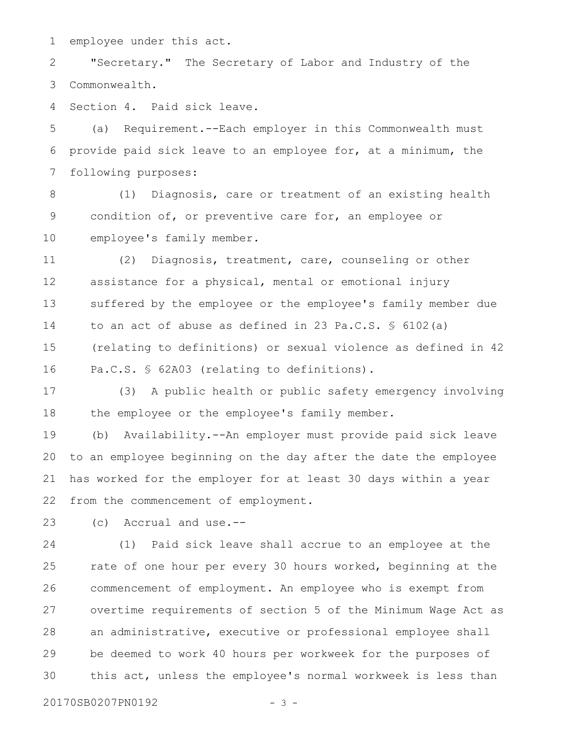employee under this act.

"Secretary." The Secretary of Labor and Industry of the Commonwealth.

Section 4. Paid sick leave.

(a) Requirement.--Each employer in this Commonwealth must provide paid sick leave to an employee for, at a minimum, the following purposes:

(1) Diagnosis, care or treatment of an existing health condition of, or preventive care for, an employee or employee's family member.

(2) Diagnosis, treatment, care, counseling or other assistance for a physical, mental or emotional injury suffered by the employee or the employee's family member due to an act of abuse as defined in 23 Pa.C.S. § 6102(a) (relating to definitions) or sexual violence as defined in 42 Pa.C.S. § 62A03 (relating to definitions).

(3) A public health or public safety emergency involving the employee or the employee's family member.

(b) Availability.--An employer must provide paid sick leave to an employee beginning on the day after the date the employee has worked for the employer for at least 30 days within a year from the commencement of employment.

(c) Accrual and use.--

(1) Paid sick leave shall accrue to an employee at the rate of one hour per every 30 hours worked, beginning at the commencement of employment. An employee who is exempt from overtime requirements of section 5 of the Minimum Wage Act as an administrative, executive or professional employee shall be deemed to work 40 hours per workweek for the purposes of this act, unless the employee's normal workweek is less than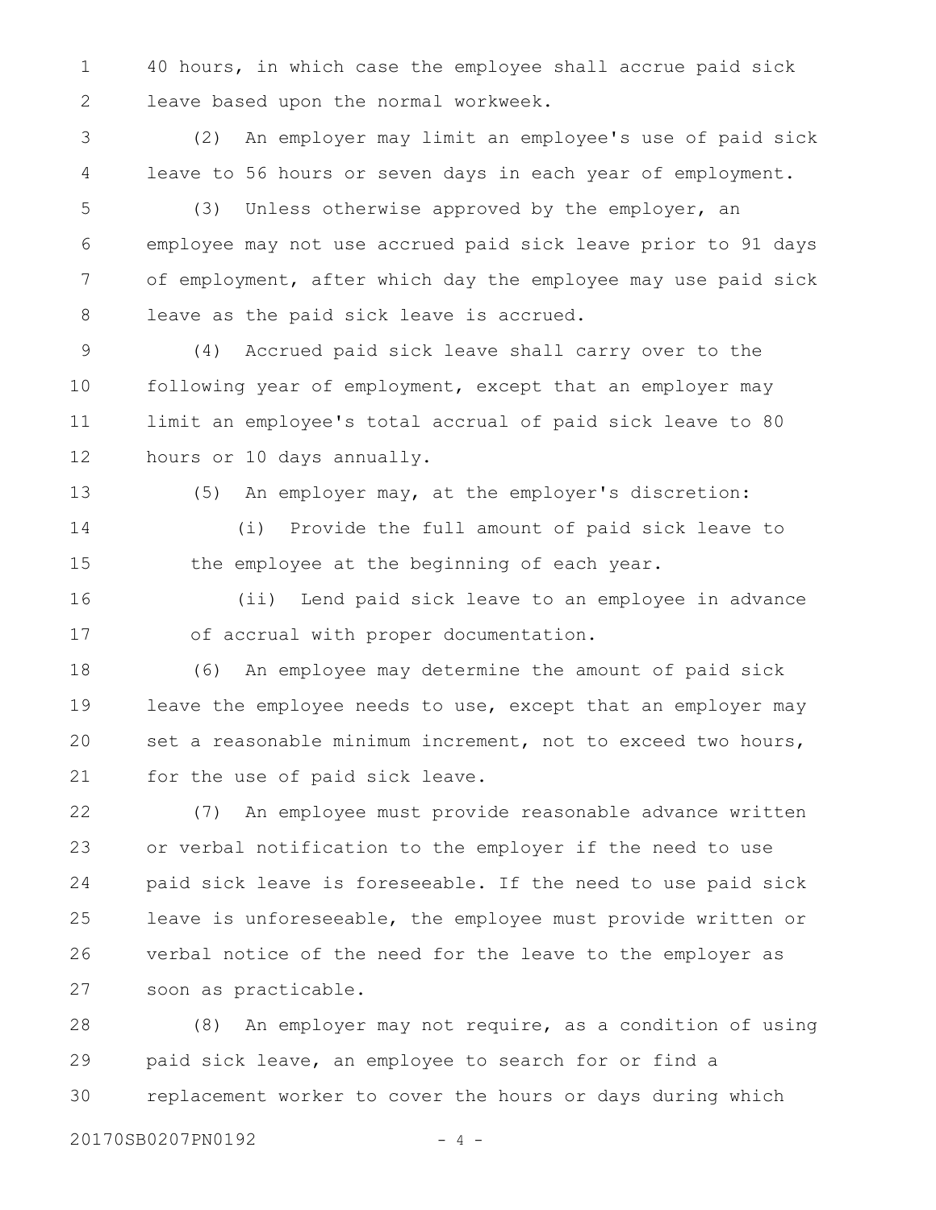40 hours, in which case the employee shall accrue paid sick leave based upon the normal workweek.

(2) An employer may limit an employee's use of paid sick leave to 56 hours or seven days in each year of employment.

(3) Unless otherwise approved by the employer, an employee may not use accrued paid sick leave prior to 91 days of employment, after which day the employee may use paid sick leave as the paid sick leave is accrued.

(4) Accrued paid sick leave shall carry over to the following year of employment, except that an employer may limit an employee's total accrual of paid sick leave to 80 hours or 10 days annually.

(5) An employer may, at the employer's discretion:

(i) Provide the full amount of paid sick leave to the employee at the beginning of each year.

(ii) Lend paid sick leave to an employee in advance of accrual with proper documentation.

(6) An employee may determine the amount of paid sick leave the employee needs to use, except that an employer may set a reasonable minimum increment, not to exceed two hours, for the use of paid sick leave.

(7) An employee must provide reasonable advance written or verbal notification to the employer if the need to use paid sick leave is foreseeable. If the need to use paid sick leave is unforeseeable, the employee must provide written or verbal notice of the need for the leave to the employer as soon as practicable.

(8) An employer may not require, as a condition of using paid sick leave, an employee to search for or find a replacement worker to cover the hours or days during which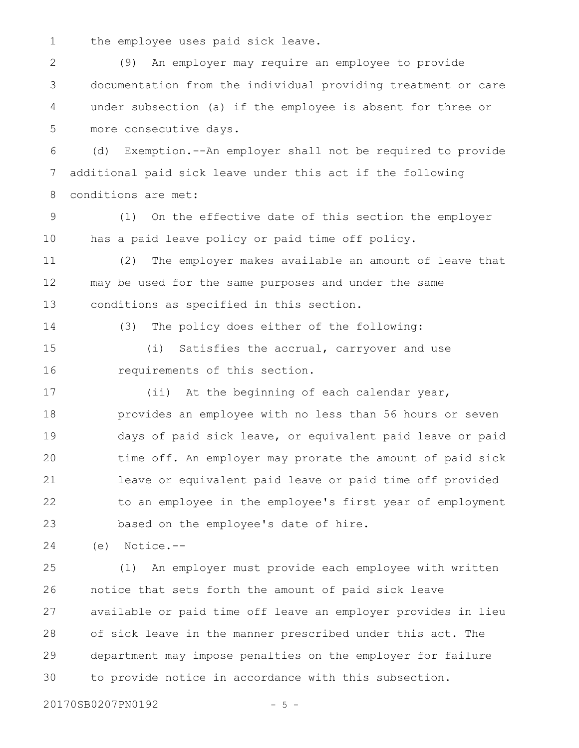the employee uses paid sick leave.

(9) An employer may require an employee to provide documentation from the individual providing treatment or care under subsection (a) if the employee is absent for three or more consecutive days.

(d) Exemption.--An employer shall not be required to provide additional paid sick leave under this act if the following conditions are met:

(1) On the effective date of this section the employer has a paid leave policy or paid time off policy.

(2) The employer makes available an amount of leave that may be used for the same purposes and under the same conditions as specified in this section.

(3) The policy does either of the following:

(i) Satisfies the accrual, carryover and use requirements of this section.

(ii) At the beginning of each calendar year, provides an employee with no less than 56 hours or seven days of paid sick leave, or equivalent paid leave or paid time off. An employer may prorate the amount of paid sick leave or equivalent paid leave or paid time off provided to an employee in the employee's first year of employment based on the employee's date of hire.

(e) Notice.--

(1) An employer must provide each employee with written notice that sets forth the amount of paid sick leave available or paid time off leave an employer provides in lieu of sick leave in the manner prescribed under this act. The department may impose penalties on the employer for failure to provide notice in accordance with this subsection.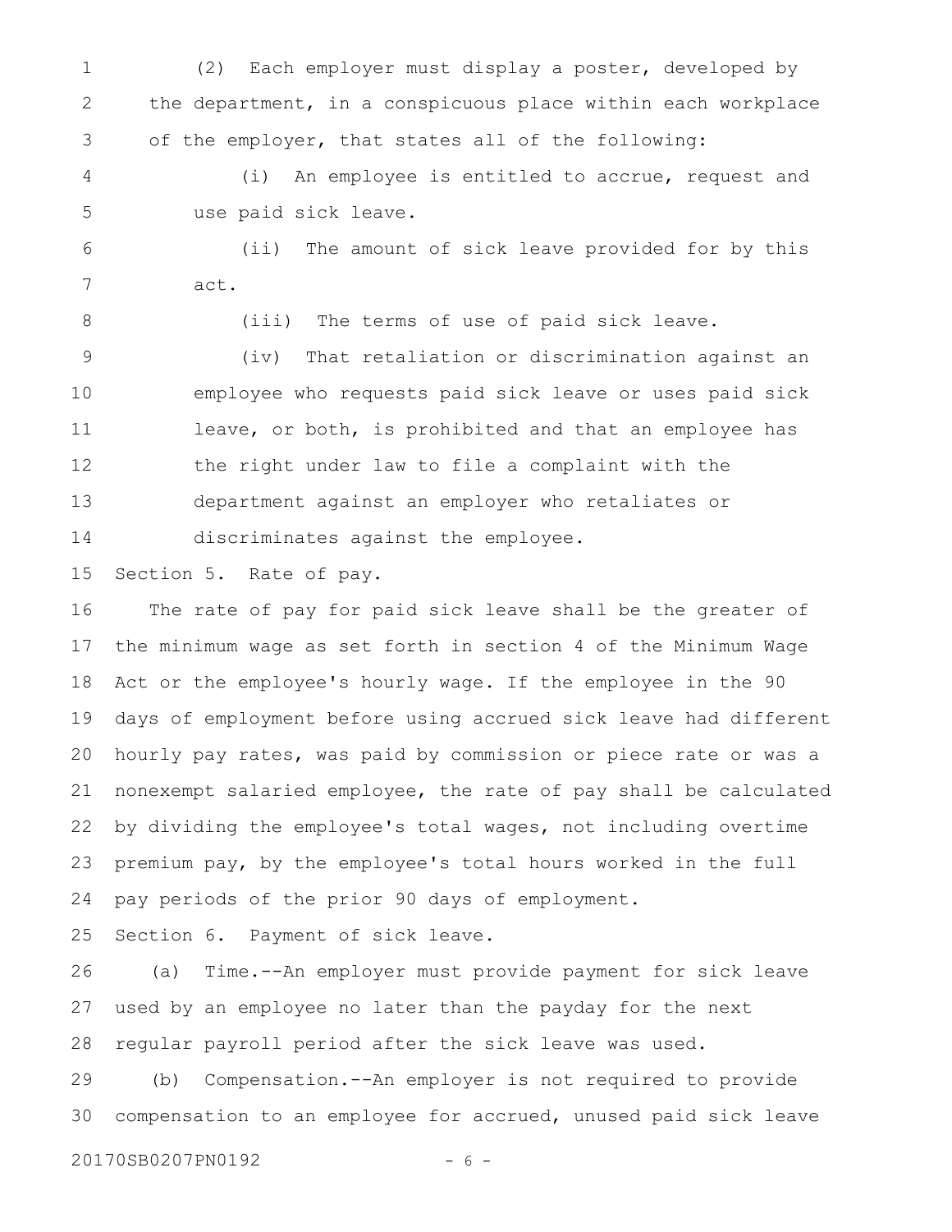(2) Each employer must display a poster, developed by the department, in a conspicuous place within each workplace of the employer, that states all of the following:

(i) An employee is entitled to accrue, request and use paid sick leave.

(ii) The amount of sick leave provided for by this act.

(iii) The terms of use of paid sick leave.

(iv) That retaliation or discrimination against an employee who requests paid sick leave or uses paid sick leave, or both, is prohibited and that an employee has the right under law to file a complaint with the department against an employer who retaliates or discriminates against the employee.

Section 5. Rate of pay.

The rate of pay for paid sick leave shall be the greater of the minimum wage as set forth in section 4 of the Minimum Wage Act or the employee's hourly wage. If the employee in the 90 days of employment before using accrued sick leave had different hourly pay rates, was paid by commission or piece rate or was a nonexempt salaried employee, the rate of pay shall be calculated by dividing the employee's total wages, not including overtime premium pay, by the employee's total hours worked in the full pay periods of the prior 90 days of employment.

Section 6. Payment of sick leave.

(a) Time.--An employer must provide payment for sick leave used by an employee no later than the payday for the next regular payroll period after the sick leave was used.

(b) Compensation.--An employer is not required to provide compensation to an employee for accrued, unused paid sick leave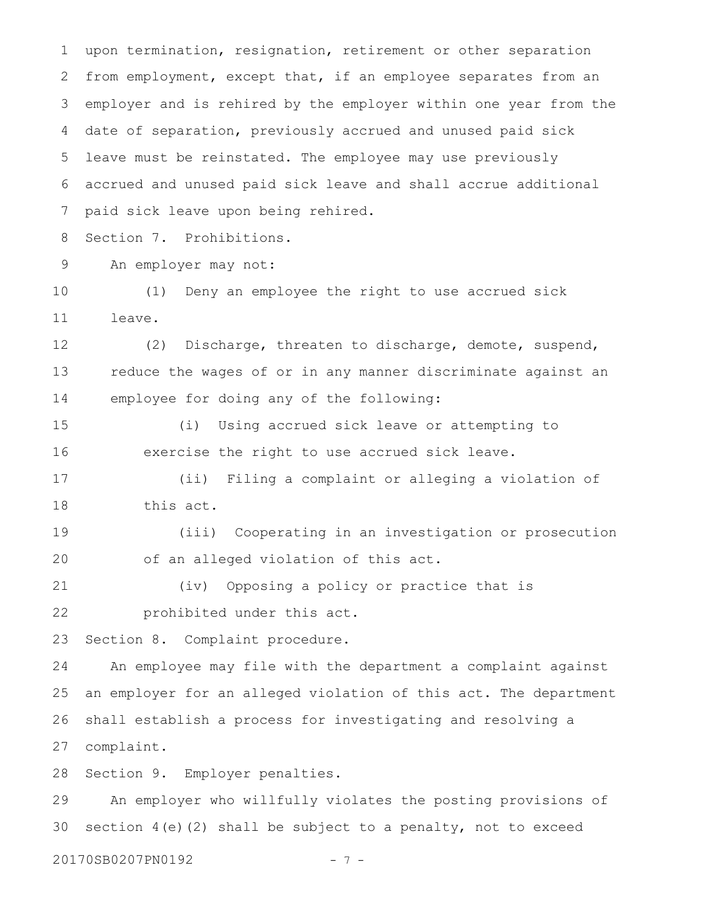upon termination, resignation, retirement or other separation from employment, except that, if an employee separates from an employer and is rehired by the employer within one year from the date of separation, previously accrued and unused paid sick leave must be reinstated. The employee may use previously accrued and unused paid sick leave and shall accrue additional paid sick leave upon being rehired.

Section 7. Prohibitions.

An employer may not:

(1) Deny an employee the right to use accrued sick leave.

(2) Discharge, threaten to discharge, demote, suspend, reduce the wages of or in any manner discriminate against an employee for doing any of the following:

(i) Using accrued sick leave or attempting to exercise the right to use accrued sick leave.

(ii) Filing a complaint or alleging a violation of this act.

(iii) Cooperating in an investigation or prosecution of an alleged violation of this act.

(iv) Opposing a policy or practice that is prohibited under this act.

Section 8. Complaint procedure.

An employee may file with the department a complaint against an employer for an alleged violation of this act. The department shall establish a process for investigating and resolving a complaint.

Section 9. Employer penalties.

An employer who willfully violates the posting provisions of section 4(e)(2) shall be subject to a penalty, not to exceed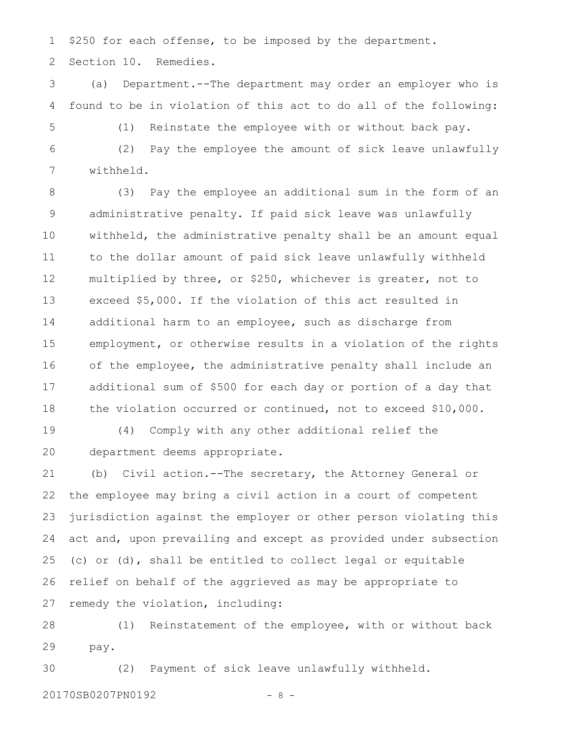$250 for each offense, to be imposed by the department.

Section 10. Remedies.

(a) Department.--The department may order an employer who is found to be in violation of this act to do all of the following:

(1) Reinstate the employee with or without back pay.

(2) Pay the employee the amount of sick leave unlawfully withheld.

(3) Pay the employee an additional sum in the form of an administrative penalty. If paid sick leave was unlawfully withheld, the administrative penalty shall be an amount equal to the dollar amount of paid sick leave unlawfully withheld multiplied by three, or $250, whichever is greater, not to exceed $5,000. If the violation of this act resulted in additional harm to an employee, such as discharge from employment, or otherwise results in a violation of the rights of the employee, the administrative penalty shall include an additional sum of $500 for each day or portion of a day that the violation occurred or continued, not to exceed $10,000.

(4) Comply with any other additional relief the department deems appropriate.

(b) Civil action.--The secretary, the Attorney General or the employee may bring a civil action in a court of competent jurisdiction against the employer or other person violating this act and, upon prevailing and except as provided under subsection (c) or (d), shall be entitled to collect legal or equitable relief on behalf of the aggrieved as may be appropriate to remedy the violation, including:

(1) Reinstatement of the employee, with or without back pay.

(2) Payment of sick leave unlawfully withheld.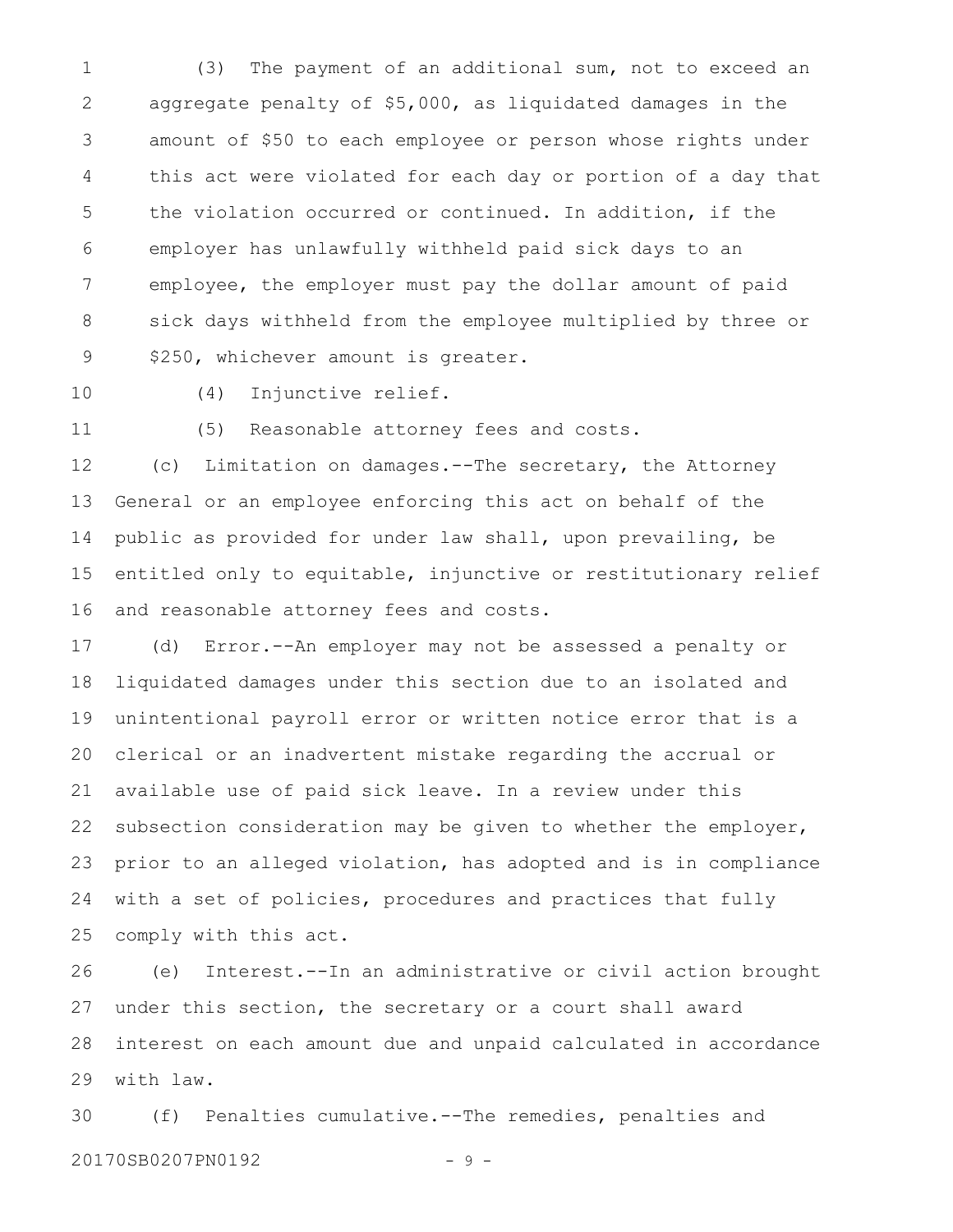(3) The payment of an additional sum, not to exceed an aggregate penalty of $5,000, as liquidated damages in the amount of $50 to each employee or person whose rights under this act were violated for each day or portion of a day that the violation occurred or continued. In addition, if the employer has unlawfully withheld paid sick days to an employee, the employer must pay the dollar amount of paid sick days withheld from the employee multiplied by three or $250, whichever amount is greater.

(4) Injunctive relief.

(5) Reasonable attorney fees and costs.

(c) Limitation on damages.--The secretary, the Attorney General or an employee enforcing this act on behalf of the public as provided for under law shall, upon prevailing, be entitled only to equitable, injunctive or restitutionary relief and reasonable attorney fees and costs.

(d) Error.--An employer may not be assessed a penalty or liquidated damages under this section due to an isolated and unintentional payroll error or written notice error that is a clerical or an inadvertent mistake regarding the accrual or available use of paid sick leave. In a review under this subsection consideration may be given to whether the employer, prior to an alleged violation, has adopted and is in compliance with a set of policies, procedures and practices that fully comply with this act.

(e) Interest.--In an administrative or civil action brought under this section, the secretary or a court shall award interest on each amount due and unpaid calculated in accordance with law.

(f) Penalties cumulative.--The remedies, penalties and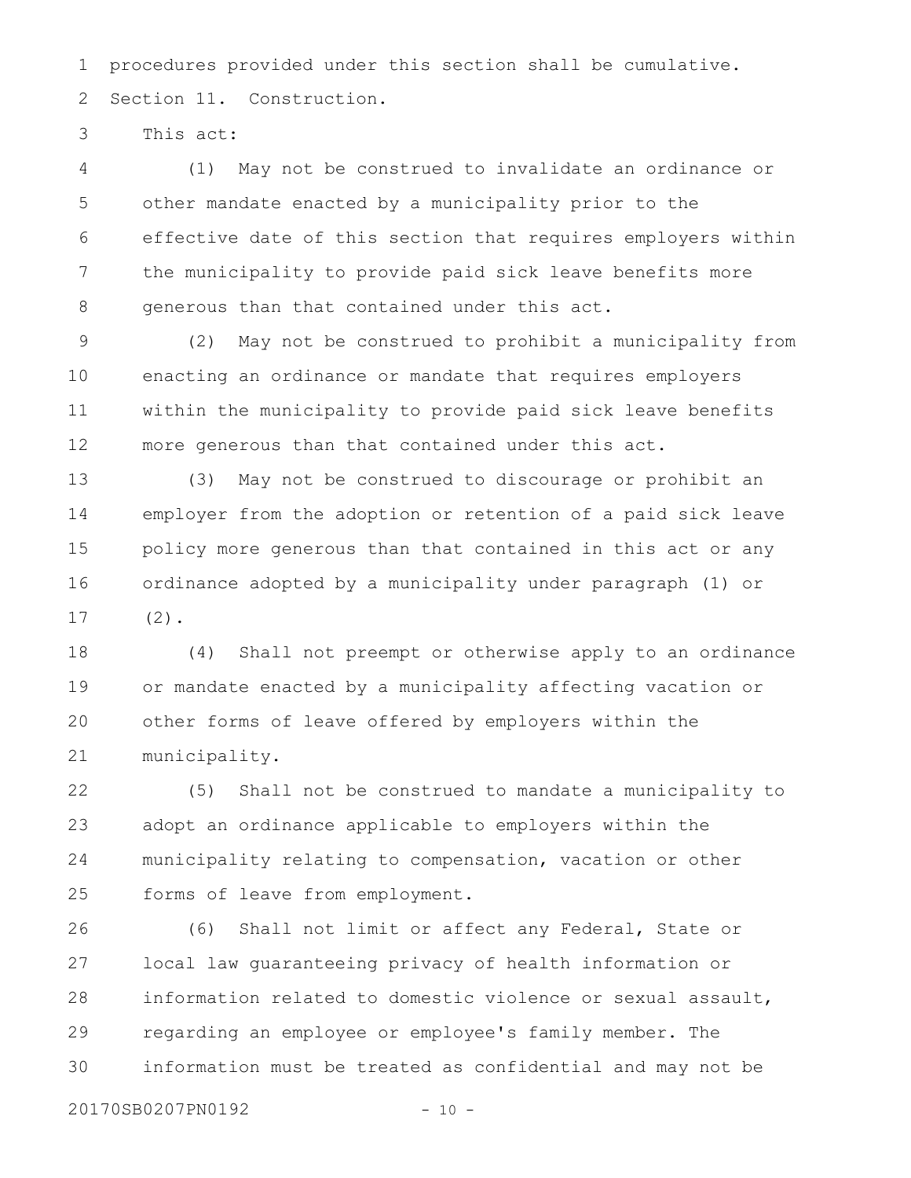procedures provided under this section shall be cumulative.

Section 11. Construction.

This act:

(1) May not be construed to invalidate an ordinance or other mandate enacted by a municipality prior to the effective date of this section that requires employers within the municipality to provide paid sick leave benefits more generous than that contained under this act.

(2) May not be construed to prohibit a municipality from enacting an ordinance or mandate that requires employers within the municipality to provide paid sick leave benefits more generous than that contained under this act.

(3) May not be construed to discourage or prohibit an employer from the adoption or retention of a paid sick leave policy more generous than that contained in this act or any ordinance adopted by a municipality under paragraph (1) or (2).

(4) Shall not preempt or otherwise apply to an ordinance or mandate enacted by a municipality affecting vacation or other forms of leave offered by employers within the municipality.

(5) Shall not be construed to mandate a municipality to adopt an ordinance applicable to employers within the municipality relating to compensation, vacation or other forms of leave from employment.

(6) Shall not limit or affect any Federal, State or local law guaranteeing privacy of health information or information related to domestic violence or sexual assault, regarding an employee or employee's family member. The information must be treated as confidential and may not be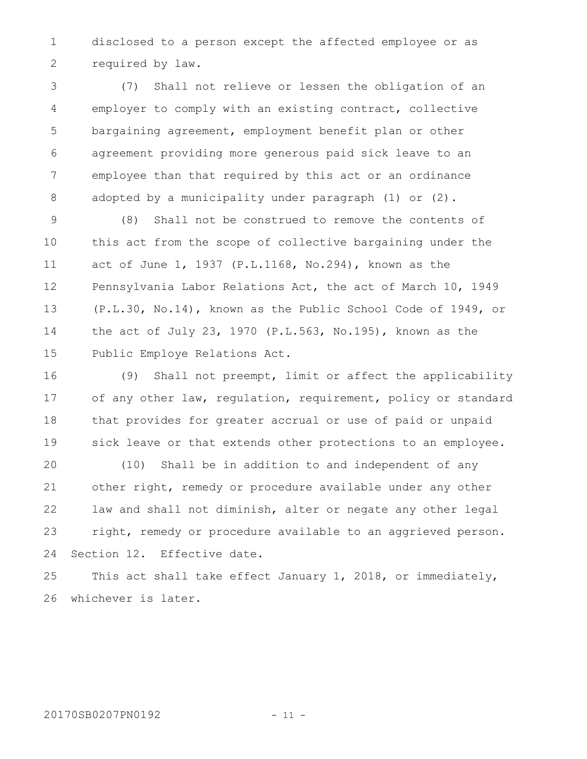disclosed to a person except the affected employee or as required by law.

(7) Shall not relieve or lessen the obligation of an employer to comply with an existing contract, collective bargaining agreement, employment benefit plan or other agreement providing more generous paid sick leave to an employee than that required by this act or an ordinance adopted by a municipality under paragraph (1) or (2).

(8) Shall not be construed to remove the contents of this act from the scope of collective bargaining under the act of June 1, 1937 (P.L.1168, No.294), known as the Pennsylvania Labor Relations Act, the act of March 10, 1949 (P.L.30, No.14), known as the Public School Code of 1949, or the act of July 23, 1970 (P.L.563, No.195), known as the Public Employe Relations Act.

(9) Shall not preempt, limit or affect the applicability of any other law, regulation, requirement, policy or standard that provides for greater accrual or use of paid or unpaid sick leave or that extends other protections to an employee.

(10) Shall be in addition to and independent of any other right, remedy or procedure available under any other law and shall not diminish, alter or negate any other legal right, remedy or procedure available to an aggrieved person.

Section 12. Effective date.

This act shall take effect January 1, 2018, or immediately, whichever is later.